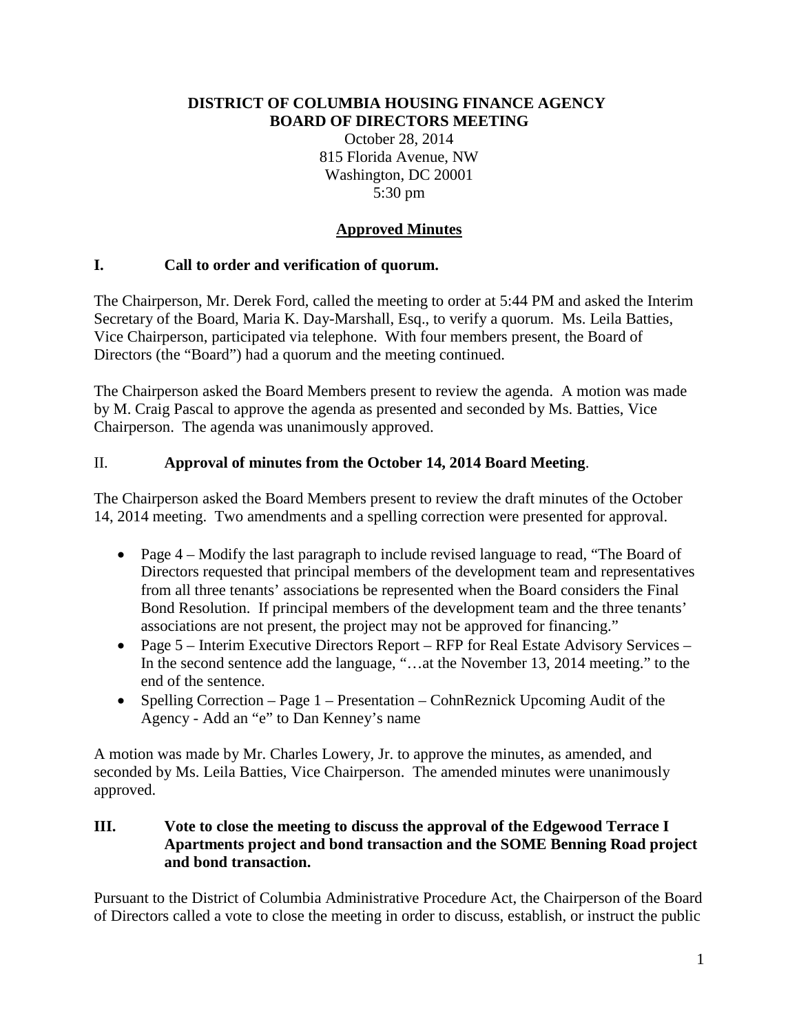**DISTRICT OF COLUMBIA HOUSING FINANCE AGENCY**
**BOARD OF DIRECTORS MEETING**

October 28, 2014
815 Florida Avenue, NW
Washington, DC 20001
5:30 pm

**Approved Minutes**

## I. Call to order and verification of quorum.

The Chairperson, Mr. Derek Ford, called the meeting to order at 5:44 PM and asked the Interim Secretary of the Board, Maria K. Day-Marshall, Esq., to verify a quorum. Ms. Leila Batties, Vice Chairperson, participated via telephone. With four members present, the Board of Directors (the "Board") had a quorum and the meeting continued.

The Chairperson asked the Board Members present to review the agenda. A motion was made by M. Craig Pascal to approve the agenda as presented and seconded by Ms. Batties, Vice Chairperson. The agenda was unanimously approved.

## II. Approval of minutes from the October 14, 2014 Board Meeting.

The Chairperson asked the Board Members present to review the draft minutes of the October 14, 2014 meeting. Two amendments and a spelling correction were presented for approval.

- Page 4 – Modify the last paragraph to include revised language to read, "The Board of Directors requested that principal members of the development team and representatives from all three tenants' associations be represented when the Board considers the Final Bond Resolution. If principal members of the development team and the three tenants' associations are not present, the project may not be approved for financing."
- Page 5 – Interim Executive Directors Report – RFP for Real Estate Advisory Services – In the second sentence add the language, "…at the November 13, 2014 meeting." to the end of the sentence.
- Spelling Correction – Page 1 – Presentation – CohnReznick Upcoming Audit of the Agency - Add an "e" to Dan Kenney's name

A motion was made by Mr. Charles Lowery, Jr. to approve the minutes, as amended, and seconded by Ms. Leila Batties, Vice Chairperson. The amended minutes were unanimously approved.

## III. Vote to close the meeting to discuss the approval of the Edgewood Terrace I Apartments project and bond transaction and the SOME Benning Road project and bond transaction.

Pursuant to the District of Columbia Administrative Procedure Act, the Chairperson of the Board of Directors called a vote to close the meeting in order to discuss, establish, or instruct the public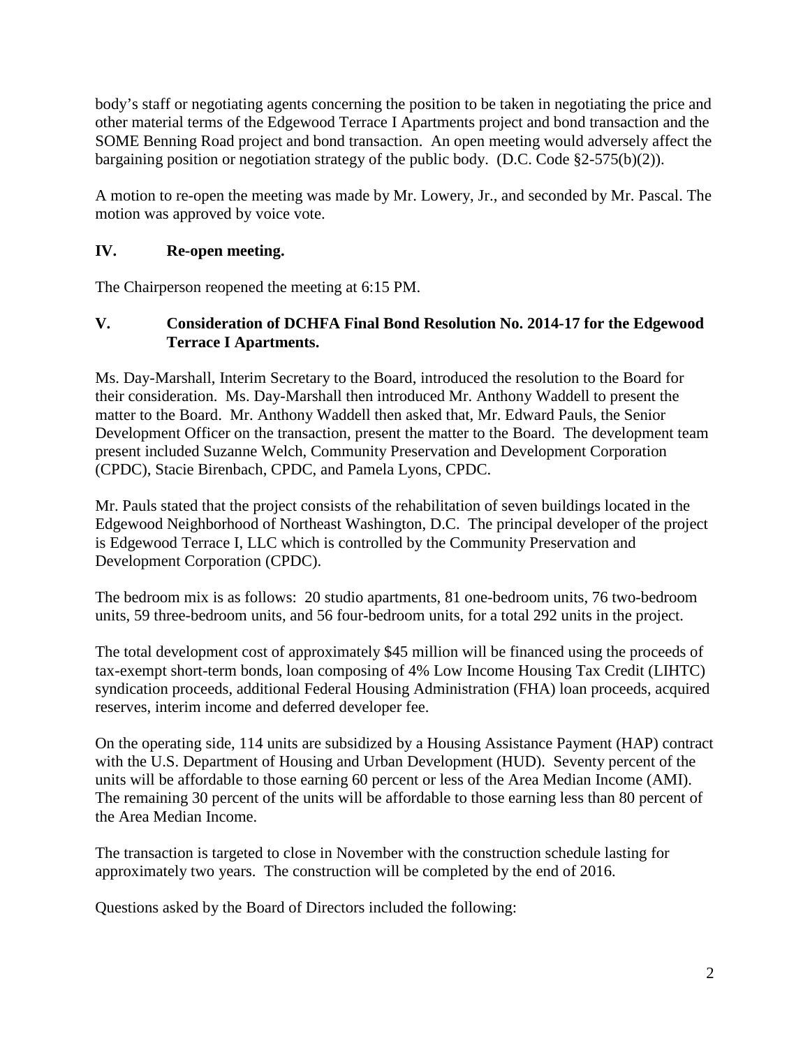body's staff or negotiating agents concerning the position to be taken in negotiating the price and other material terms of the Edgewood Terrace I Apartments project and bond transaction and the SOME Benning Road project and bond transaction. An open meeting would adversely affect the bargaining position or negotiation strategy of the public body. (D.C. Code §2-575(b)(2)).

A motion to re-open the meeting was made by Mr. Lowery, Jr., and seconded by Mr. Pascal. The motion was approved by voice vote.

## IV. Re-open meeting.

The Chairperson reopened the meeting at 6:15 PM.

## V. Consideration of DCHFA Final Bond Resolution No. 2014-17 for the Edgewood Terrace I Apartments.

Ms. Day-Marshall, Interim Secretary to the Board, introduced the resolution to the Board for their consideration. Ms. Day-Marshall then introduced Mr. Anthony Waddell to present the matter to the Board. Mr. Anthony Waddell then asked that, Mr. Edward Pauls, the Senior Development Officer on the transaction, present the matter to the Board. The development team present included Suzanne Welch, Community Preservation and Development Corporation (CPDC), Stacie Birenbach, CPDC, and Pamela Lyons, CPDC.

Mr. Pauls stated that the project consists of the rehabilitation of seven buildings located in the Edgewood Neighborhood of Northeast Washington, D.C. The principal developer of the project is Edgewood Terrace I, LLC which is controlled by the Community Preservation and Development Corporation (CPDC).

The bedroom mix is as follows: 20 studio apartments, 81 one-bedroom units, 76 two-bedroom units, 59 three-bedroom units, and 56 four-bedroom units, for a total 292 units in the project.

The total development cost of approximately $45 million will be financed using the proceeds of tax-exempt short-term bonds, loan composing of 4% Low Income Housing Tax Credit (LIHTC) syndication proceeds, additional Federal Housing Administration (FHA) loan proceeds, acquired reserves, interim income and deferred developer fee.

On the operating side, 114 units are subsidized by a Housing Assistance Payment (HAP) contract with the U.S. Department of Housing and Urban Development (HUD). Seventy percent of the units will be affordable to those earning 60 percent or less of the Area Median Income (AMI). The remaining 30 percent of the units will be affordable to those earning less than 80 percent of the Area Median Income.

The transaction is targeted to close in November with the construction schedule lasting for approximately two years. The construction will be completed by the end of 2016.

Questions asked by the Board of Directors included the following: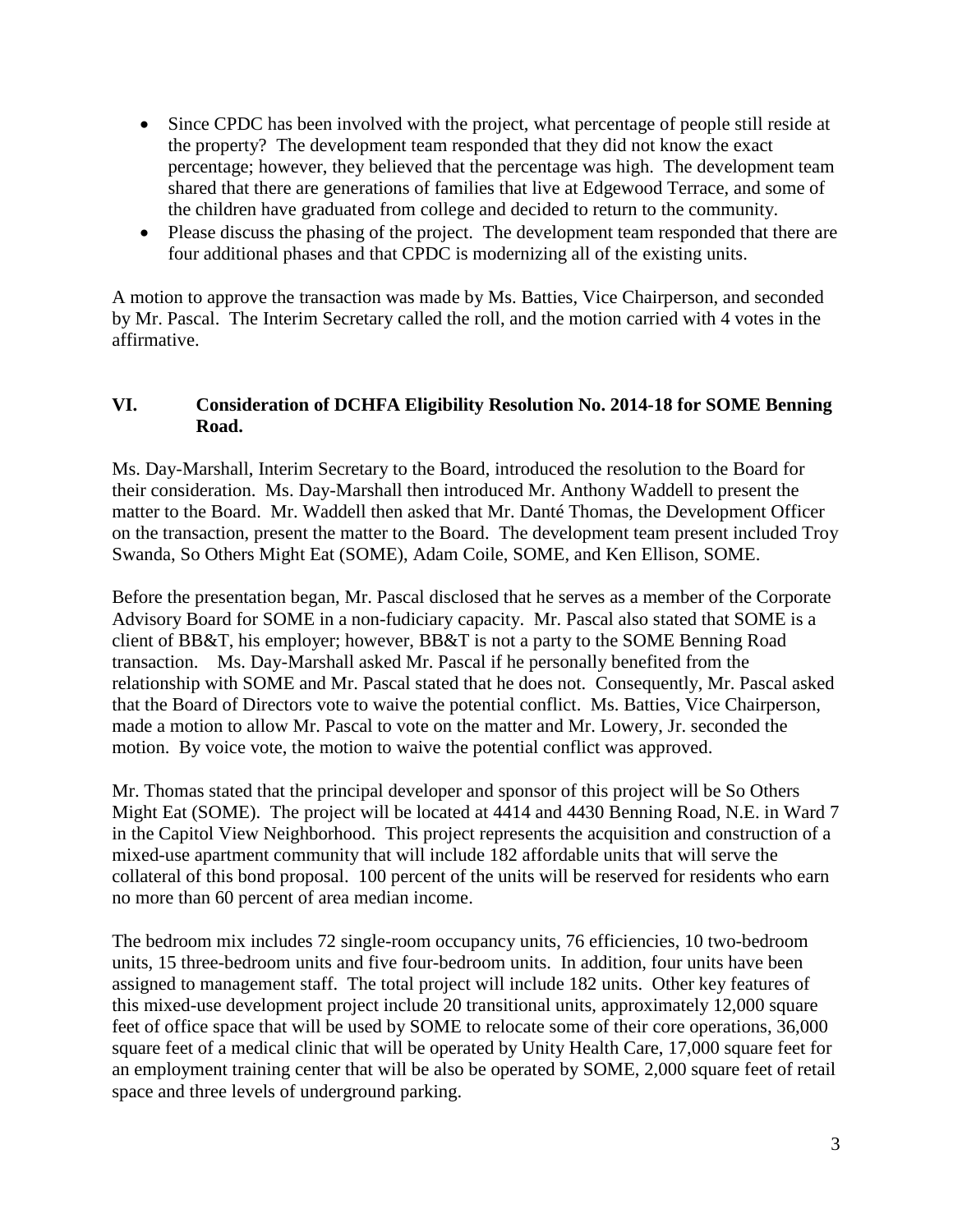- Since CPDC has been involved with the project, what percentage of people still reside at the property? The development team responded that they did not know the exact percentage; however, they believed that the percentage was high. The development team shared that there are generations of families that live at Edgewood Terrace, and some of the children have graduated from college and decided to return to the community.
- Please discuss the phasing of the project. The development team responded that there are four additional phases and that CPDC is modernizing all of the existing units.

A motion to approve the transaction was made by Ms. Batties, Vice Chairperson, and seconded by Mr. Pascal. The Interim Secretary called the roll, and the motion carried with 4 votes in the affirmative.

## VI. Consideration of DCHFA Eligibility Resolution No. 2014-18 for SOME Benning Road.

Ms. Day-Marshall, Interim Secretary to the Board, introduced the resolution to the Board for their consideration. Ms. Day-Marshall then introduced Mr. Anthony Waddell to present the matter to the Board. Mr. Waddell then asked that Mr. Danté Thomas, the Development Officer on the transaction, present the matter to the Board. The development team present included Troy Swanda, So Others Might Eat (SOME), Adam Coile, SOME, and Ken Ellison, SOME.

Before the presentation began, Mr. Pascal disclosed that he serves as a member of the Corporate Advisory Board for SOME in a non-fiduciary capacity. Mr. Pascal also stated that SOME is a client of BB&T, his employer; however, BB&T is not a party to the SOME Benning Road transaction. Ms. Day-Marshall asked Mr. Pascal if he personally benefited from the relationship with SOME and Mr. Pascal stated that he does not. Consequently, Mr. Pascal asked that the Board of Directors vote to waive the potential conflict. Ms. Batties, Vice Chairperson, made a motion to allow Mr. Pascal to vote on the matter and Mr. Lowery, Jr. seconded the motion. By voice vote, the motion to waive the potential conflict was approved.

Mr. Thomas stated that the principal developer and sponsor of this project will be So Others Might Eat (SOME). The project will be located at 4414 and 4430 Benning Road, N.E. in Ward 7 in the Capitol View Neighborhood. This project represents the acquisition and construction of a mixed-use apartment community that will include 182 affordable units that will serve the collateral of this bond proposal. 100 percent of the units will be reserved for residents who earn no more than 60 percent of area median income.

The bedroom mix includes 72 single-room occupancy units, 76 efficiencies, 10 two-bedroom units, 15 three-bedroom units and five four-bedroom units. In addition, four units have been assigned to management staff. The total project will include 182 units. Other key features of this mixed-use development project include 20 transitional units, approximately 12,000 square feet of office space that will be used by SOME to relocate some of their core operations, 36,000 square feet of a medical clinic that will be operated by Unity Health Care, 17,000 square feet for an employment training center that will be also be operated by SOME, 2,000 square feet of retail space and three levels of underground parking.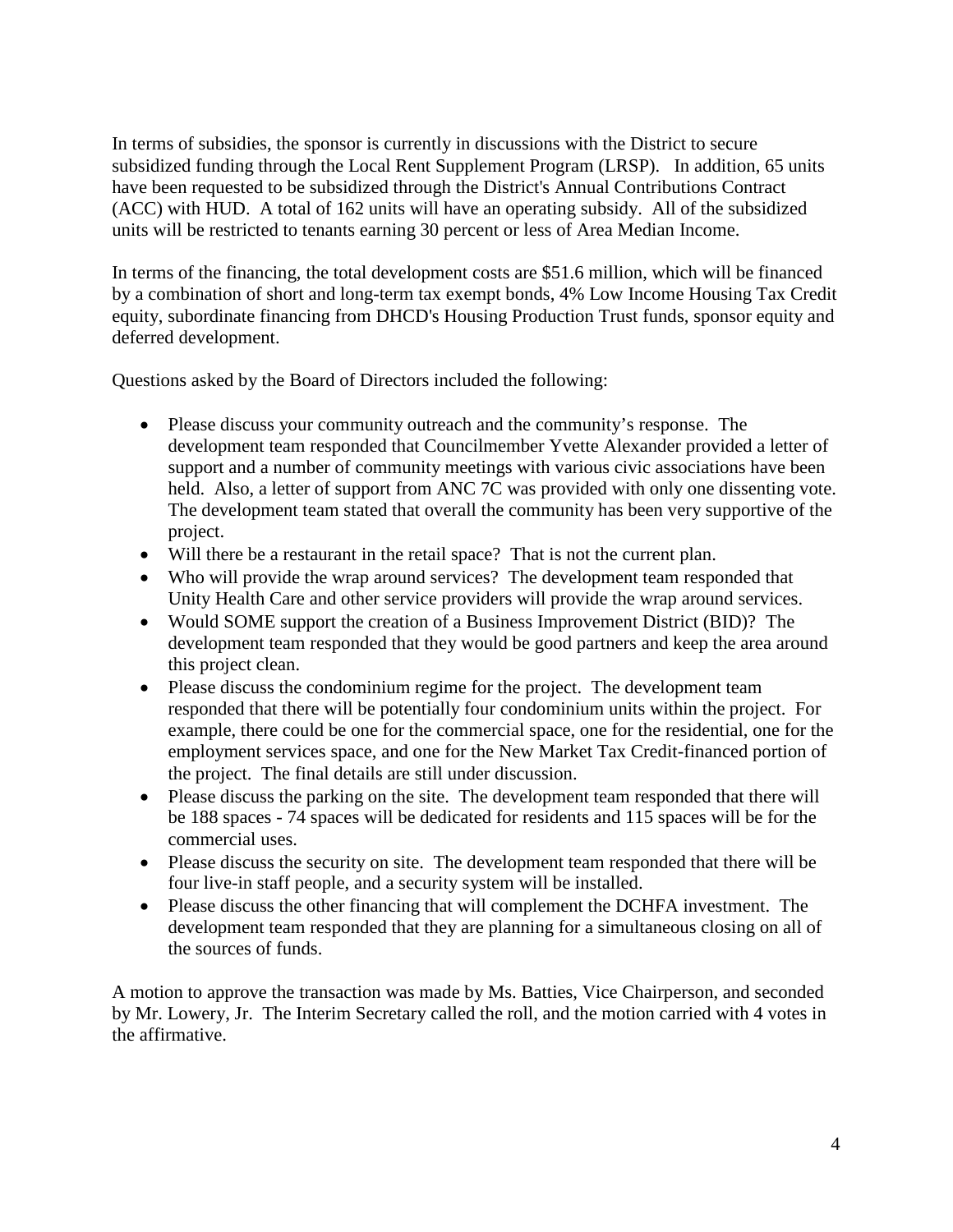In terms of subsidies, the sponsor is currently in discussions with the District to secure subsidized funding through the Local Rent Supplement Program (LRSP). In addition, 65 units have been requested to be subsidized through the District's Annual Contributions Contract (ACC) with HUD. A total of 162 units will have an operating subsidy. All of the subsidized units will be restricted to tenants earning 30 percent or less of Area Median Income.

In terms of the financing, the total development costs are $51.6 million, which will be financed by a combination of short and long-term tax exempt bonds, 4% Low Income Housing Tax Credit equity, subordinate financing from DHCD's Housing Production Trust funds, sponsor equity and deferred development.

Questions asked by the Board of Directors included the following:

- Please discuss your community outreach and the community's response. The development team responded that Councilmember Yvette Alexander provided a letter of support and a number of community meetings with various civic associations have been held. Also, a letter of support from ANC 7C was provided with only one dissenting vote. The development team stated that overall the community has been very supportive of the project.
- Will there be a restaurant in the retail space? That is not the current plan.
- Who will provide the wrap around services? The development team responded that Unity Health Care and other service providers will provide the wrap around services.
- Would SOME support the creation of a Business Improvement District (BID)? The development team responded that they would be good partners and keep the area around this project clean.
- Please discuss the condominium regime for the project. The development team responded that there will be potentially four condominium units within the project. For example, there could be one for the commercial space, one for the residential, one for the employment services space, and one for the New Market Tax Credit-financed portion of the project. The final details are still under discussion.
- Please discuss the parking on the site. The development team responded that there will be 188 spaces - 74 spaces will be dedicated for residents and 115 spaces will be for the commercial uses.
- Please discuss the security on site. The development team responded that there will be four live-in staff people, and a security system will be installed.
- Please discuss the other financing that will complement the DCHFA investment. The development team responded that they are planning for a simultaneous closing on all of the sources of funds.

A motion to approve the transaction was made by Ms. Batties, Vice Chairperson, and seconded by Mr. Lowery, Jr. The Interim Secretary called the roll, and the motion carried with 4 votes in the affirmative.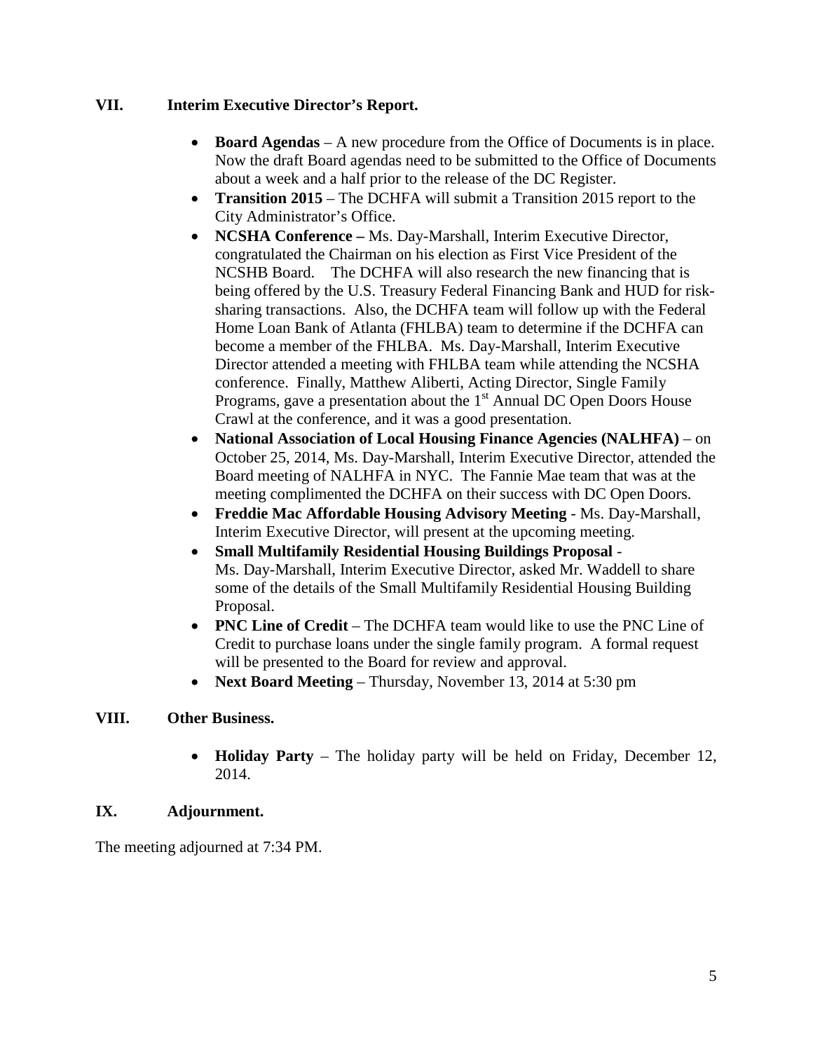## VII. Interim Executive Director's Report.

- **Board Agendas** – A new procedure from the Office of Documents is in place. Now the draft Board agendas need to be submitted to the Office of Documents about a week and a half prior to the release of the DC Register.
- **Transition 2015** – The DCHFA will submit a Transition 2015 report to the City Administrator's Office.
- **NCSHA Conference –** Ms. Day-Marshall, Interim Executive Director, congratulated the Chairman on his election as First Vice President of the NCSHB Board. The DCHFA will also research the new financing that is being offered by the U.S. Treasury Federal Financing Bank and HUD for risk-sharing transactions. Also, the DCHFA team will follow up with the Federal Home Loan Bank of Atlanta (FHLBA) team to determine if the DCHFA can become a member of the FHLBA. Ms. Day-Marshall, Interim Executive Director attended a meeting with FHLBA team while attending the NCSHA conference. Finally, Matthew Aliberti, Acting Director, Single Family Programs, gave a presentation about the 1st Annual DC Open Doors House Crawl at the conference, and it was a good presentation.
- **National Association of Local Housing Finance Agencies (NALHFA)** – on October 25, 2014, Ms. Day-Marshall, Interim Executive Director, attended the Board meeting of NALHFA in NYC. The Fannie Mae team that was at the meeting complimented the DCHFA on their success with DC Open Doors.
- **Freddie Mac Affordable Housing Advisory Meeting** - Ms. Day-Marshall, Interim Executive Director, will present at the upcoming meeting.
- **Small Multifamily Residential Housing Buildings Proposal** - Ms. Day-Marshall, Interim Executive Director, asked Mr. Waddell to share some of the details of the Small Multifamily Residential Housing Building Proposal.
- **PNC Line of Credit** – The DCHFA team would like to use the PNC Line of Credit to purchase loans under the single family program. A formal request will be presented to the Board for review and approval.
- **Next Board Meeting** – Thursday, November 13, 2014 at 5:30 pm

## VIII. Other Business.

- **Holiday Party** – The holiday party will be held on Friday, December 12, 2014.

## IX. Adjournment.

The meeting adjourned at 7:34 PM.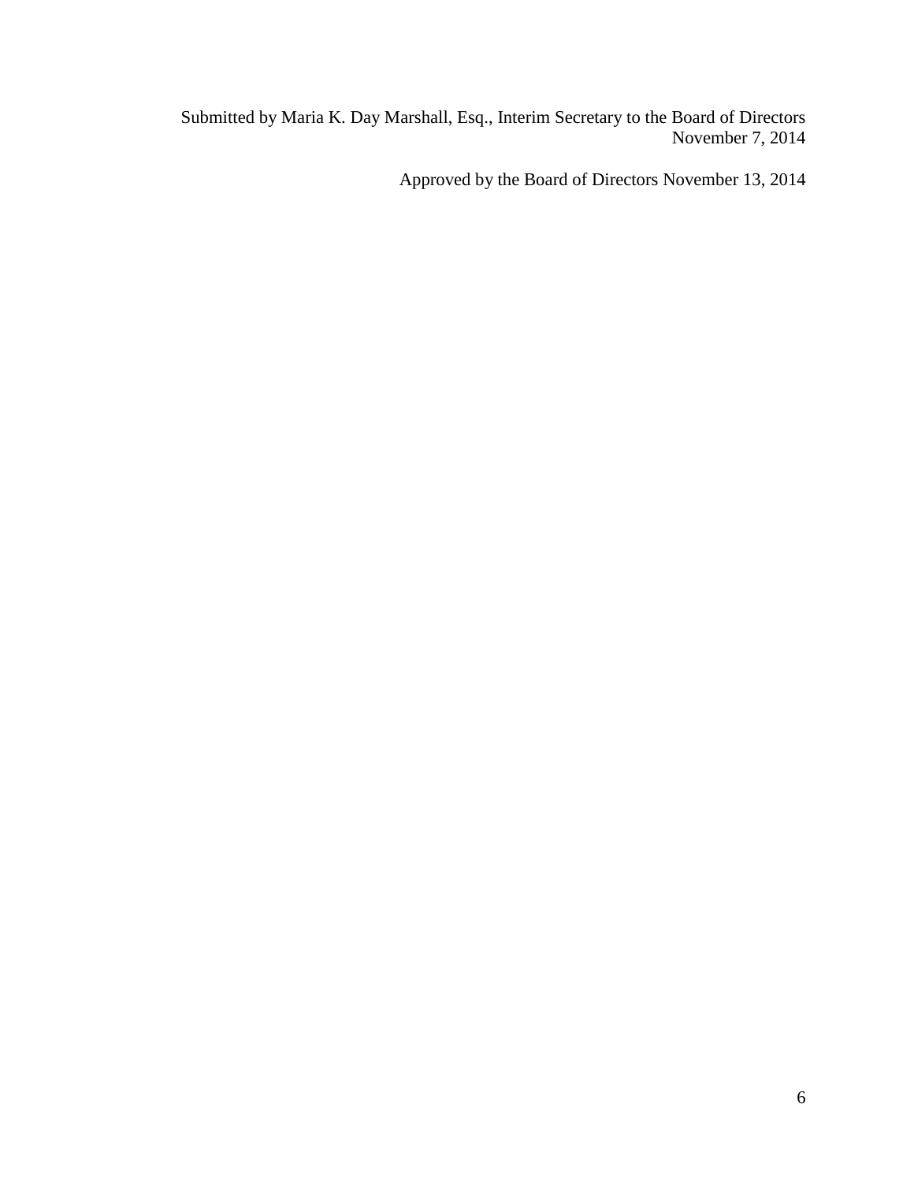Submitted by Maria K. Day Marshall, Esq., Interim Secretary to the Board of Directors
November 7, 2014

Approved by the Board of Directors November 13, 2014